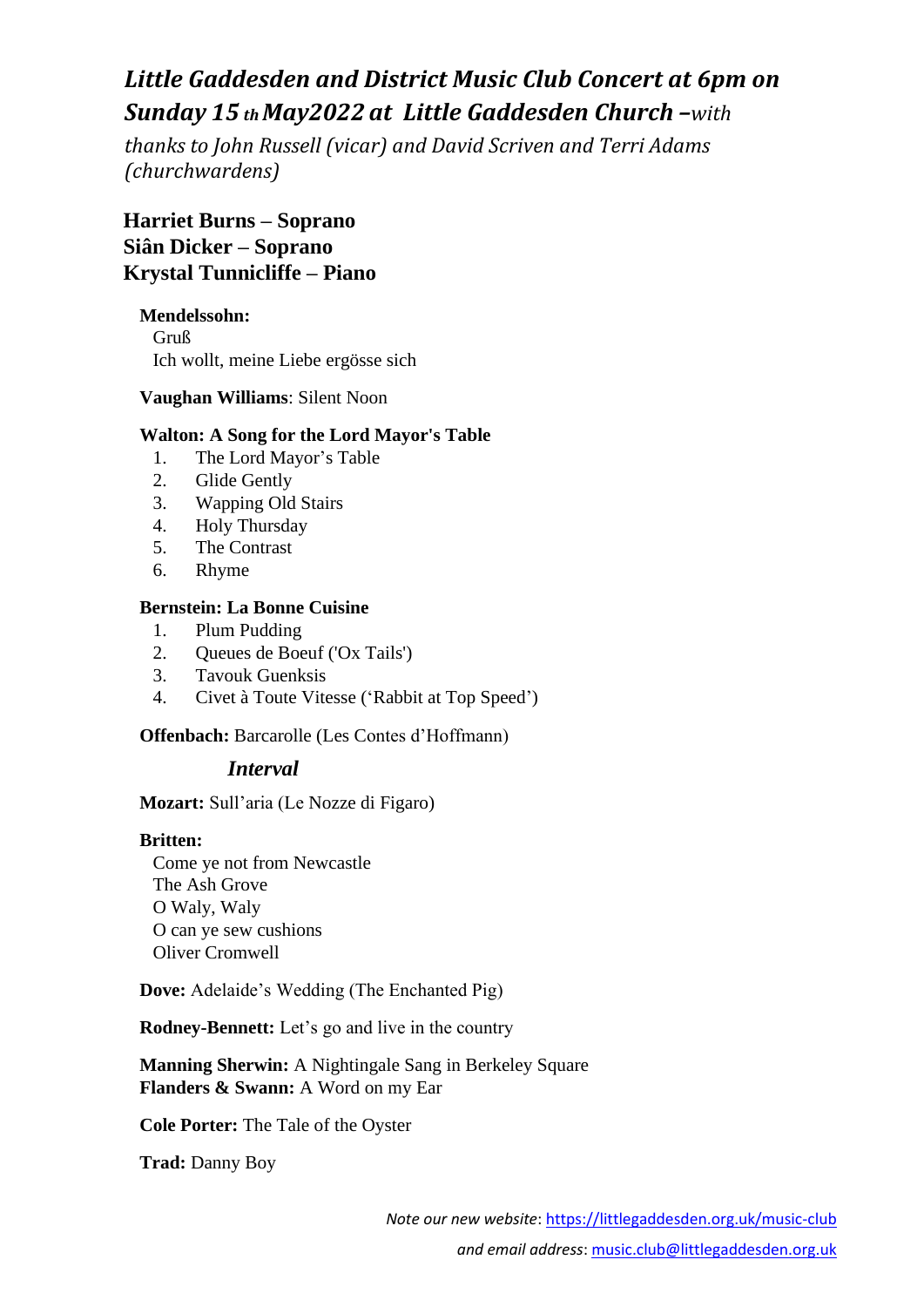# *Little Gaddesden and District Music Club Concert at 6pm on Sunday 15 th May2022 at Little Gaddesden Church –with thanks to John Russell (vicar) and David Scriven and Terri Adams (churchwardens)*

## Harriet Burns – Soprano
## Siân Dicker – Soprano
## Krystal Tunnicliffe – Piano

**Mendelssohn:**
Gruß
Ich wollt, meine Liebe ergösse sich

**Vaughan Williams**: Silent Noon

**Walton: A Song for the Lord Mayor's Table**

1. The Lord Mayor's Table
2. Glide Gently
3. Wapping Old Stairs
4. Holy Thursday
5. The Contrast
6. Rhyme

**Bernstein: La Bonne Cuisine**

1. Plum Pudding
2. Queues de Boeuf ('Ox Tails')
3. Tavouk Guenksis
4. Civet à Toute Vitesse ('Rabbit at Top Speed')

**Offenbach:** Barcarolle (Les Contes d'Hoffmann)

***Interval***

**Mozart:** Sull'aria (Le Nozze di Figaro)

**Britten:**
Come ye not from Newcastle
The Ash Grove
O Waly, Waly
O can ye sew cushions
Oliver Cromwell

**Dove:** Adelaide's Wedding (The Enchanted Pig)

**Rodney-Bennett:** Let's go and live in the country

**Manning Sherwin:** A Nightingale Sang in Berkeley Square
**Flanders & Swann:** A Word on my Ear

**Cole Porter:** The Tale of the Oyster

**Trad:** Danny Boy

*Note our new website*: https://littlegaddesden.org.uk/music-club

*and email address*: music.club@littlegaddesden.org.uk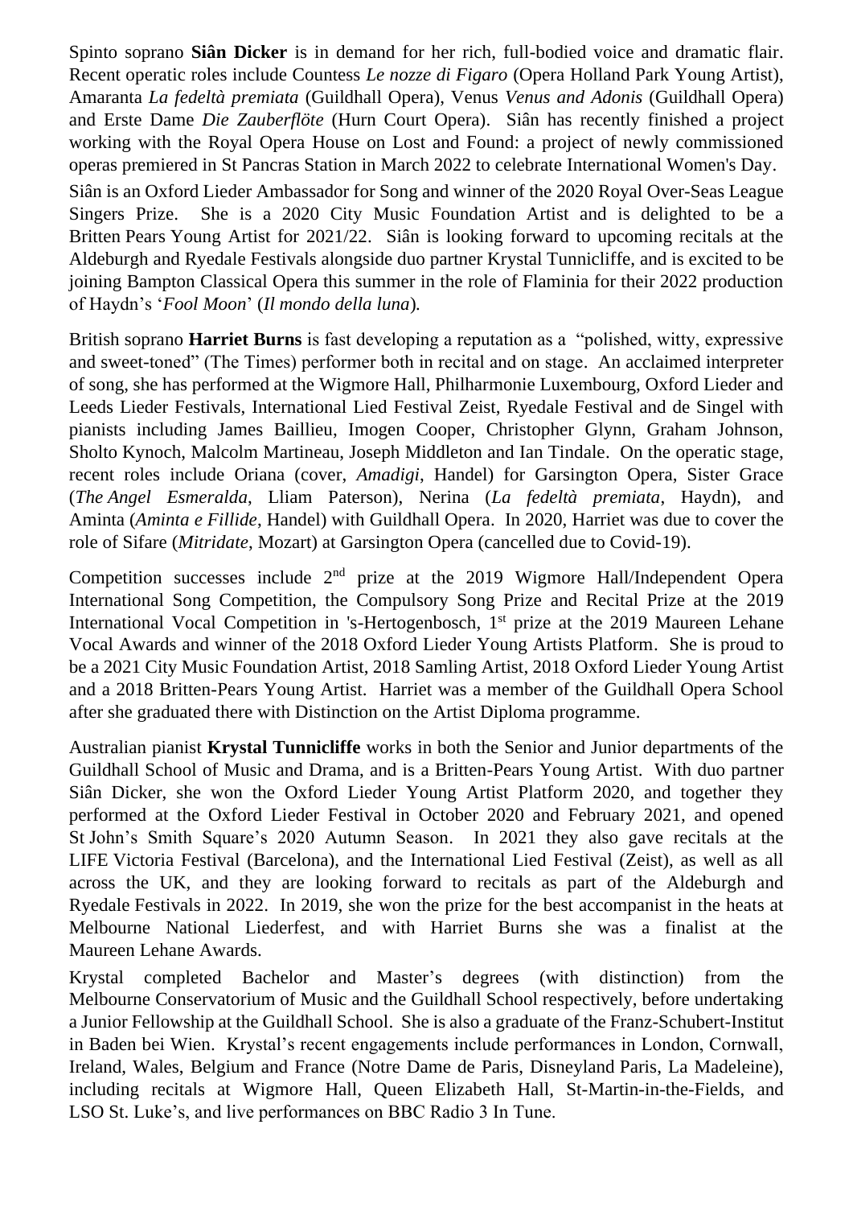Spinto soprano **Siân Dicker** is in demand for her rich, full-bodied voice and dramatic flair. Recent operatic roles include Countess *Le nozze di Figaro* (Opera Holland Park Young Artist), Amaranta *La fedeltà premiata* (Guildhall Opera), Venus *Venus and Adonis* (Guildhall Opera) and Erste Dame *Die Zauberflöte* (Hurn Court Opera). Siân has recently finished a project working with the Royal Opera House on Lost and Found: a project of newly commissioned operas premiered in St Pancras Station in March 2022 to celebrate International Women's Day.

Siân is an Oxford Lieder Ambassador for Song and winner of the 2020 Royal Over-Seas League Singers Prize. She is a 2020 City Music Foundation Artist and is delighted to be a Britten Pears Young Artist for 2021/22. Siân is looking forward to upcoming recitals at the Aldeburgh and Ryedale Festivals alongside duo partner Krystal Tunnicliffe, and is excited to be joining Bampton Classical Opera this summer in the role of Flaminia for their 2022 production of Haydn's '*Fool Moon*' (*Il mondo della luna*).

British soprano **Harriet Burns** is fast developing a reputation as a "polished, witty, expressive and sweet-toned" (The Times) performer both in recital and on stage. An acclaimed interpreter of song, she has performed at the Wigmore Hall, Philharmonie Luxembourg, Oxford Lieder and Leeds Lieder Festivals, International Lied Festival Zeist, Ryedale Festival and de Singel with pianists including James Baillieu, Imogen Cooper, Christopher Glynn, Graham Johnson, Sholto Kynoch, Malcolm Martineau, Joseph Middleton and Ian Tindale. On the operatic stage, recent roles include Oriana (cover, *Amadigi*, Handel) for Garsington Opera, Sister Grace (*The Angel Esmeralda*, Lliam Paterson), Nerina (*La fedeltà premiata*, Haydn), and Aminta (*Aminta e Fillide*, Handel) with Guildhall Opera. In 2020, Harriet was due to cover the role of Sifare (*Mitridate*, Mozart) at Garsington Opera (cancelled due to Covid-19).

Competition successes include 2nd prize at the 2019 Wigmore Hall/Independent Opera International Song Competition, the Compulsory Song Prize and Recital Prize at the 2019 International Vocal Competition in 's-Hertogenbosch, 1st prize at the 2019 Maureen Lehane Vocal Awards and winner of the 2018 Oxford Lieder Young Artists Platform. She is proud to be a 2021 City Music Foundation Artist, 2018 Samling Artist, 2018 Oxford Lieder Young Artist and a 2018 Britten-Pears Young Artist. Harriet was a member of the Guildhall Opera School after she graduated there with Distinction on the Artist Diploma programme.

Australian pianist **Krystal Tunnicliffe** works in both the Senior and Junior departments of the Guildhall School of Music and Drama, and is a Britten-Pears Young Artist. With duo partner Siân Dicker, she won the Oxford Lieder Young Artist Platform 2020, and together they performed at the Oxford Lieder Festival in October 2020 and February 2021, and opened St John's Smith Square's 2020 Autumn Season. In 2021 they also gave recitals at the LIFE Victoria Festival (Barcelona), and the International Lied Festival (Zeist), as well as all across the UK, and they are looking forward to recitals as part of the Aldeburgh and Ryedale Festivals in 2022. In 2019, she won the prize for the best accompanist in the heats at Melbourne National Liederfest, and with Harriet Burns she was a finalist at the Maureen Lehane Awards.

Krystal completed Bachelor and Master's degrees (with distinction) from the Melbourne Conservatorium of Music and the Guildhall School respectively, before undertaking a Junior Fellowship at the Guildhall School. She is also a graduate of the Franz-Schubert-Institut in Baden bei Wien. Krystal's recent engagements include performances in London, Cornwall, Ireland, Wales, Belgium and France (Notre Dame de Paris, Disneyland Paris, La Madeleine), including recitals at Wigmore Hall, Queen Elizabeth Hall, St-Martin-in-the-Fields, and LSO St. Luke's, and live performances on BBC Radio 3 In Tune.